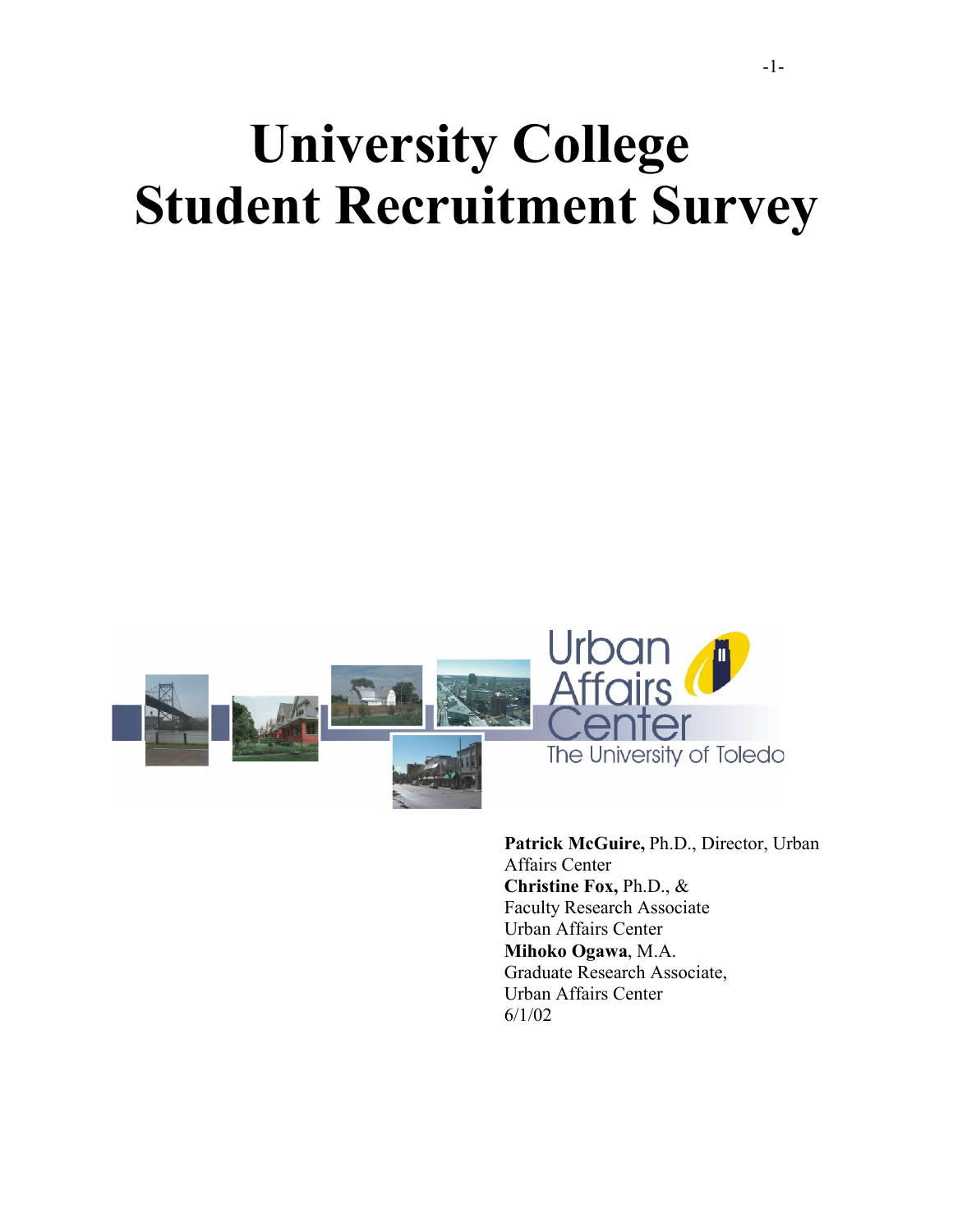# University College Student Recruitment Survey

Urban Affairs Center

The University of Toledo

**Patrick McGuire,** Ph.D., Director, Urban Affairs Center
**Christine Fox,** Ph.D., &
Faculty Research Associate
Urban Affairs Center
**Mihoko Ogawa**, M.A.
Graduate Research Associate,
Urban Affairs Center
6/1/02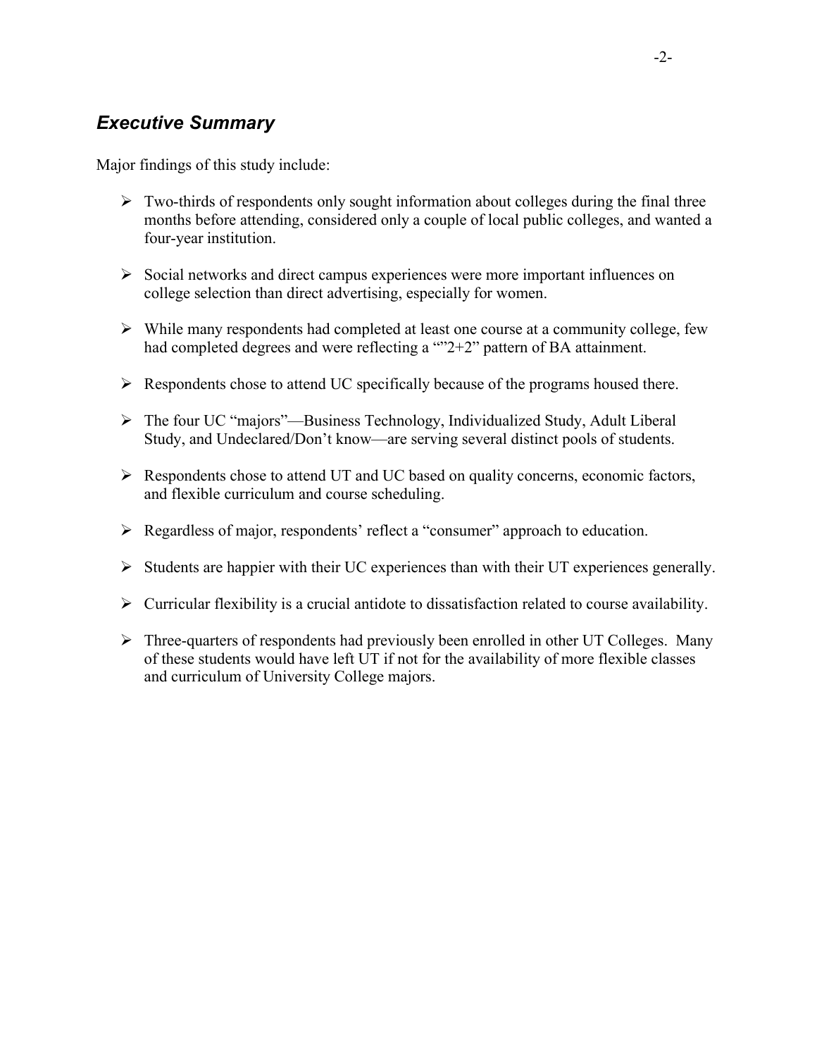## *Executive Summary*

Major findings of this study include:

- Two-thirds of respondents only sought information about colleges during the final three months before attending, considered only a couple of local public colleges, and wanted a four-year institution.
- Social networks and direct campus experiences were more important influences on college selection than direct advertising, especially for women.
- While many respondents had completed at least one course at a community college, few had completed degrees and were reflecting a ""2+2" pattern of BA attainment.
- Respondents chose to attend UC specifically because of the programs housed there.
- The four UC "majors"—Business Technology, Individualized Study, Adult Liberal Study, and Undeclared/Don't know—are serving several distinct pools of students.
- Respondents chose to attend UT and UC based on quality concerns, economic factors, and flexible curriculum and course scheduling.
- Regardless of major, respondents' reflect a "consumer" approach to education.
- Students are happier with their UC experiences than with their UT experiences generally.
- Curricular flexibility is a crucial antidote to dissatisfaction related to course availability.
- Three-quarters of respondents had previously been enrolled in other UT Colleges. Many of these students would have left UT if not for the availability of more flexible classes and curriculum of University College majors.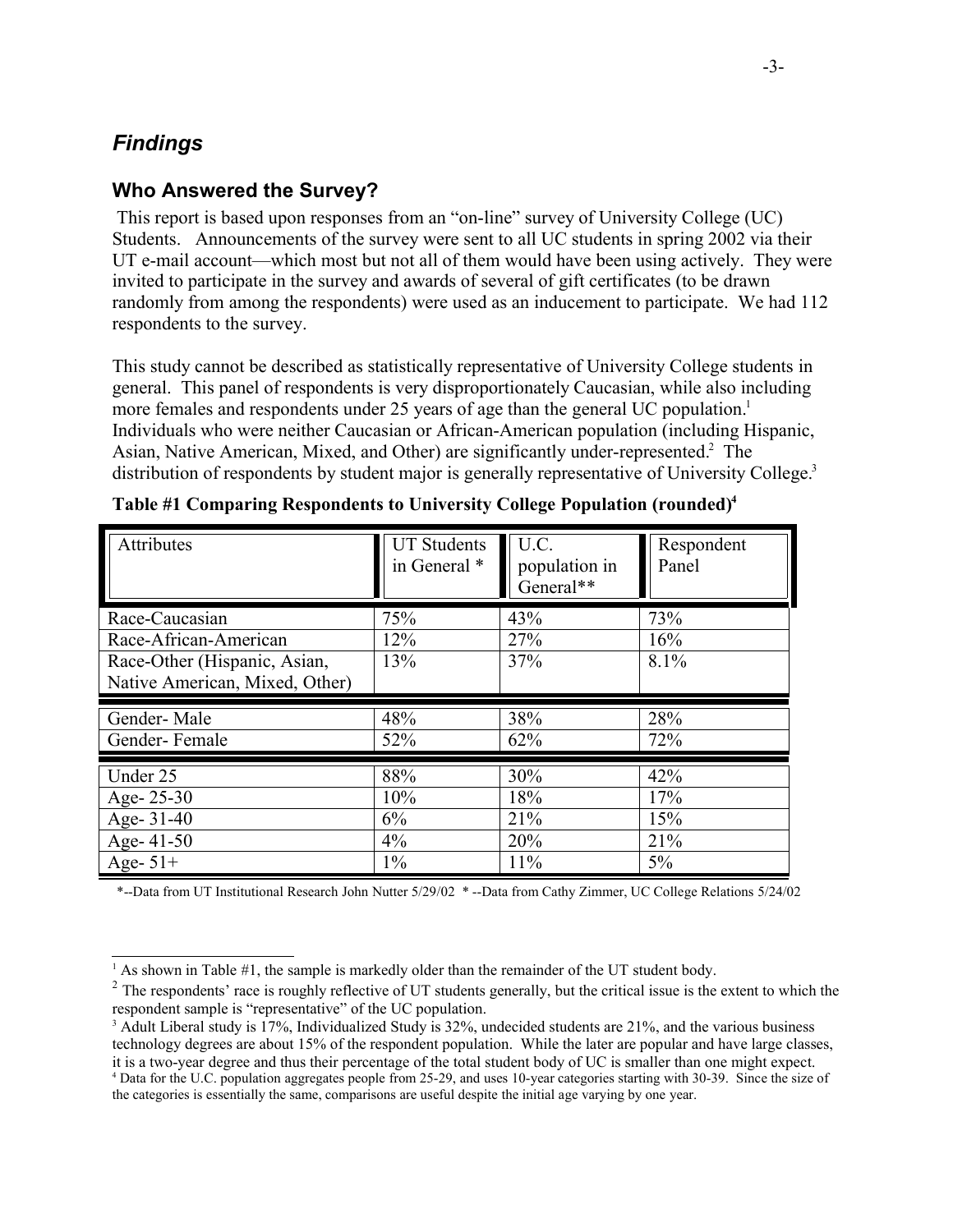## *Findings*

### Who Answered the Survey?

This report is based upon responses from an "on-line" survey of University College (UC) Students. Announcements of the survey were sent to all UC students in spring 2002 via their UT e-mail account—which most but not all of them would have been using actively. They were invited to participate in the survey and awards of several of gift certificates (to be drawn randomly from among the respondents) were used as an inducement to participate. We had 112 respondents to the survey.

This study cannot be described as statistically representative of University College students in general. This panel of respondents is very disproportionately Caucasian, while also including more females and respondents under 25 years of age than the general UC population.[1] Individuals who were neither Caucasian or African-American population (including Hispanic, Asian, Native American, Mixed, and Other) are significantly under-represented.[2] The distribution of respondents by student major is generally representative of University College.[3]

**Table #1 Comparing Respondents to University College Population (rounded)[4]**

| Attributes | UT Students in General * | U.C. population in General** | Respondent Panel |
|---|---|---|---|
| Race-Caucasian | 75% | 43% | 73% |
| Race-African-American | 12% | 27% | 16% |
| Race-Other (Hispanic, Asian, Native American, Mixed, Other) | 13% | 37% | 8.1% |
| Gender- Male | 48% | 38% | 28% |
| Gender- Female | 52% | 62% | 72% |
| Under 25 | 88% | 30% | 42% |
| Age- 25-30 | 10% | 18% | 17% |
| Age- 31-40 | 6% | 21% | 15% |
| Age- 41-50 | 4% | 20% | 21% |
| Age- 51+ | 1% | 11% | 5% |

*--Data from UT Institutional Research John Nutter 5/29/02 * --Data from Cathy Zimmer, UC College Relations 5/24/02

---

[1] As shown in Table #1, the sample is markedly older than the remainder of the UT student body.

[2] The respondents' race is roughly reflective of UT students generally, but the critical issue is the extent to which the respondent sample is "representative" of the UC population.

[3] Adult Liberal study is 17%, Individualized Study is 32%, undecided students are 21%, and the various business technology degrees are about 15% of the respondent population. While the later are popular and have large classes, it is a two-year degree and thus their percentage of the total student body of UC is smaller than one might expect.

[4] Data for the U.C. population aggregates people from 25-29, and uses 10-year categories starting with 30-39. Since the size of the categories is essentially the same, comparisons are useful despite the initial age varying by one year.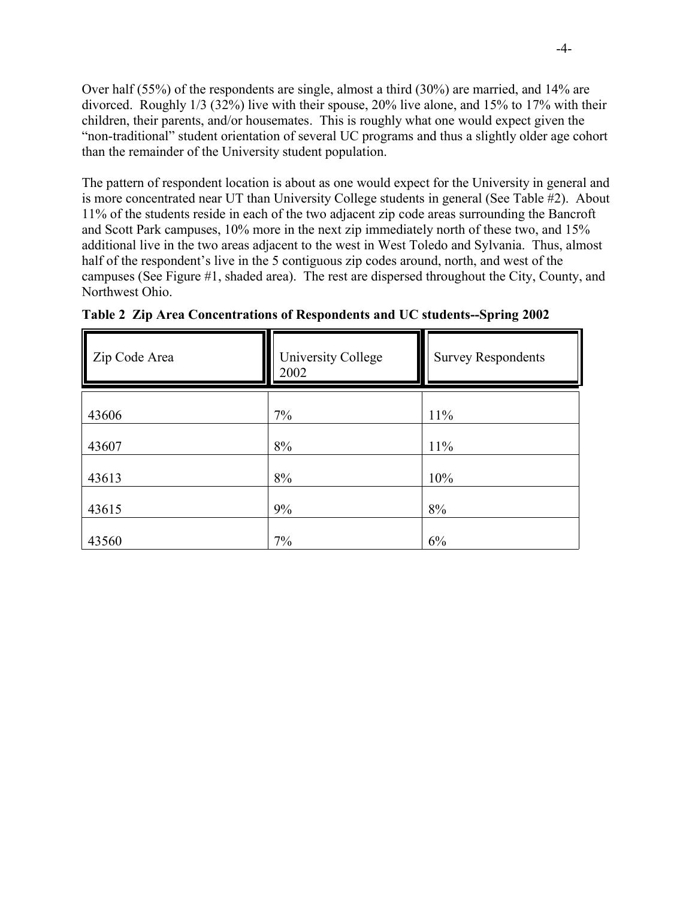Over half (55%) of the respondents are single, almost a third (30%) are married, and 14% are divorced. Roughly 1/3 (32%) live with their spouse, 20% live alone, and 15% to 17% with their children, their parents, and/or housemates. This is roughly what one would expect given the "non-traditional" student orientation of several UC programs and thus a slightly older age cohort than the remainder of the University student population.

The pattern of respondent location is about as one would expect for the University in general and is more concentrated near UT than University College students in general (See Table #2). About 11% of the students reside in each of the two adjacent zip code areas surrounding the Bancroft and Scott Park campuses, 10% more in the next zip immediately north of these two, and 15% additional live in the two areas adjacent to the west in West Toledo and Sylvania. Thus, almost half of the respondent's live in the 5 contiguous zip codes around, north, and west of the campuses (See Figure #1, shaded area). The rest are dispersed throughout the City, County, and Northwest Ohio.

**Table 2 Zip Area Concentrations of Respondents and UC students--Spring 2002**

| Zip Code Area | University College 2002 | Survey Respondents |
|---|---|---|
| 43606 | 7% | 11% |
| 43607 | 8% | 11% |
| 43613 | 8% | 10% |
| 43615 | 9% | 8% |
| 43560 | 7% | 6% |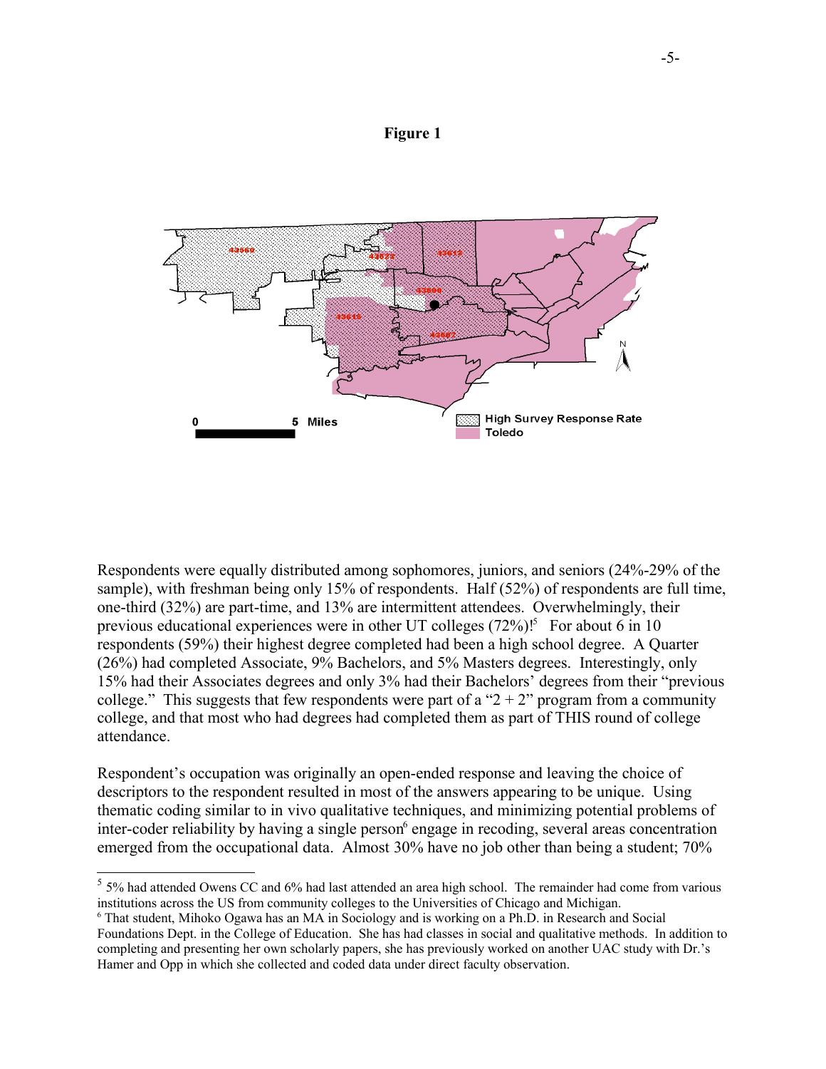**Figure 1**

Respondents were equally distributed among sophomores, juniors, and seniors (24%-29% of the sample), with freshman being only 15% of respondents. Half (52%) of respondents are full time, one-third (32%) are part-time, and 13% are intermittent attendees. Overwhelmingly, their previous educational experiences were in other UT colleges (72%)![5] For about 6 in 10 respondents (59%) their highest degree completed had been a high school degree. A Quarter (26%) had completed Associate, 9% Bachelors, and 5% Masters degrees. Interestingly, only 15% had their Associates degrees and only 3% had their Bachelors' degrees from their "previous college." This suggests that few respondents were part of a "2 + 2" program from a community college, and that most who had degrees had completed them as part of THIS round of college attendance.

Respondent's occupation was originally an open-ended response and leaving the choice of descriptors to the respondent resulted in most of the answers appearing to be unique. Using thematic coding similar to in vivo qualitative techniques, and minimizing potential problems of inter-coder reliability by having a single person[6] engage in recoding, several areas concentration emerged from the occupational data. Almost 30% have no job other than being a student; 70%

---

[5] 5% had attended Owens CC and 6% had last attended an area high school. The remainder had come from various institutions across the US from community colleges to the Universities of Chicago and Michigan.

[6] That student, Mihoko Ogawa has an MA in Sociology and is working on a Ph.D. in Research and Social Foundations Dept. in the College of Education. She has had classes in social and qualitative methods. In addition to completing and presenting her own scholarly papers, she has previously worked on another UAC study with Dr.'s Hamer and Opp in which she collected and coded data under direct faculty observation.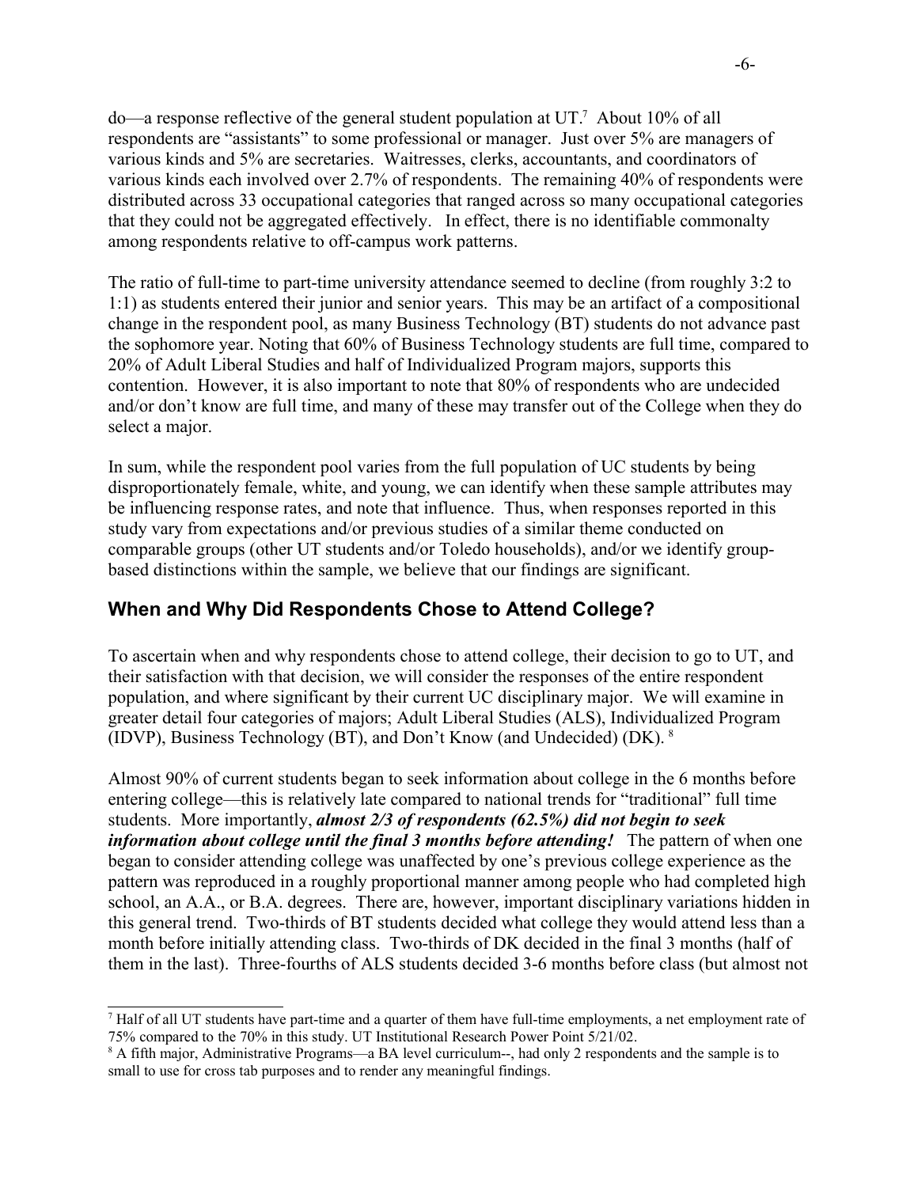do—a response reflective of the general student population at UT.[7] About 10% of all respondents are "assistants" to some professional or manager. Just over 5% are managers of various kinds and 5% are secretaries. Waitresses, clerks, accountants, and coordinators of various kinds each involved over 2.7% of respondents. The remaining 40% of respondents were distributed across 33 occupational categories that ranged across so many occupational categories that they could not be aggregated effectively. In effect, there is no identifiable commonalty among respondents relative to off-campus work patterns.

The ratio of full-time to part-time university attendance seemed to decline (from roughly 3:2 to 1:1) as students entered their junior and senior years. This may be an artifact of a compositional change in the respondent pool, as many Business Technology (BT) students do not advance past the sophomore year. Noting that 60% of Business Technology students are full time, compared to 20% of Adult Liberal Studies and half of Individualized Program majors, supports this contention. However, it is also important to note that 80% of respondents who are undecided and/or don't know are full time, and many of these may transfer out of the College when they do select a major.

In sum, while the respondent pool varies from the full population of UC students by being disproportionately female, white, and young, we can identify when these sample attributes may be influencing response rates, and note that influence. Thus, when responses reported in this study vary from expectations and/or previous studies of a similar theme conducted on comparable groups (other UT students and/or Toledo households), and/or we identify group-based distinctions within the sample, we believe that our findings are significant.

## When and Why Did Respondents Chose to Attend College?

To ascertain when and why respondents chose to attend college, their decision to go to UT, and their satisfaction with that decision, we will consider the responses of the entire respondent population, and where significant by their current UC disciplinary major. We will examine in greater detail four categories of majors; Adult Liberal Studies (ALS), Individualized Program (IDVP), Business Technology (BT), and Don't Know (and Undecided) (DK).[8]

Almost 90% of current students began to seek information about college in the 6 months before entering college—this is relatively late compared to national trends for "traditional" full time students. More importantly, ***almost 2/3 of respondents (62.5%) did not begin to seek information about college until the final 3 months before attending!*** The pattern of when one began to consider attending college was unaffected by one's previous college experience as the pattern was reproduced in a roughly proportional manner among people who had completed high school, an A.A., or B.A. degrees. There are, however, important disciplinary variations hidden in this general trend. Two-thirds of BT students decided what college they would attend less than a month before initially attending class. Two-thirds of DK decided in the final 3 months (half of them in the last). Three-fourths of ALS students decided 3-6 months before class (but almost not

---

[7] Half of all UT students have part-time and a quarter of them have full-time employments, a net employment rate of 75% compared to the 70% in this study. UT Institutional Research Power Point 5/21/02.

[8] A fifth major, Administrative Programs—a BA level curriculum--, had only 2 respondents and the sample is to small to use for cross tab purposes and to render any meaningful findings.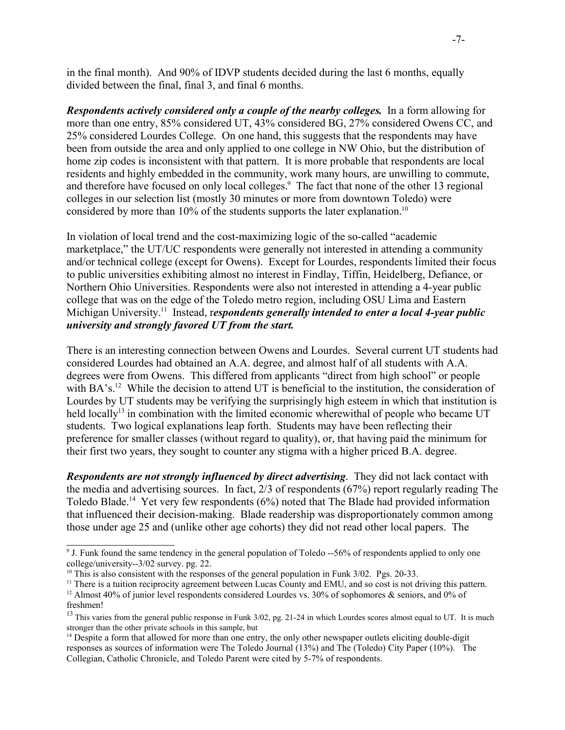in the final month). And 90% of IDVP students decided during the last 6 months, equally divided between the final, final 3, and final 6 months.

***Respondents actively considered only a couple of the nearby colleges.*** In a form allowing for more than one entry, 85% considered UT, 43% considered BG, 27% considered Owens CC, and 25% considered Lourdes College. On one hand, this suggests that the respondents may have been from outside the area and only applied to one college in NW Ohio, but the distribution of home zip codes is inconsistent with that pattern. It is more probable that respondents are local residents and highly embedded in the community, work many hours, are unwilling to commute, and therefore have focused on only local colleges.[9] The fact that none of the other 13 regional colleges in our selection list (mostly 30 minutes or more from downtown Toledo) were considered by more than 10% of the students supports the later explanation.[10]

In violation of local trend and the cost-maximizing logic of the so-called "academic marketplace," the UT/UC respondents were generally not interested in attending a community and/or technical college (except for Owens). Except for Lourdes, respondents limited their focus to public universities exhibiting almost no interest in Findlay, Tiffin, Heidelberg, Defiance, or Northern Ohio Universities. Respondents were also not interested in attending a 4-year public college that was on the edge of the Toledo metro region, including OSU Lima and Eastern Michigan University.[11] Instead, r***espondents generally intended to enter a local 4-year public university and strongly favored UT from the start.***

There is an interesting connection between Owens and Lourdes. Several current UT students had considered Lourdes had obtained an A.A. degree, and almost half of all students with A.A. degrees were from Owens. This differed from applicants "direct from high school" or people with BA's.[12] While the decision to attend UT is beneficial to the institution, the consideration of Lourdes by UT students may be verifying the surprisingly high esteem in which that institution is held locally[13] in combination with the limited economic wherewithal of people who became UT students. Two logical explanations leap forth. Students may have been reflecting their preference for smaller classes (without regard to quality), or, that having paid the minimum for their first two years, they sought to counter any stigma with a higher priced B.A. degree.

***Respondents are not strongly influenced by direct advertising***. They did not lack contact with the media and advertising sources. In fact, 2/3 of respondents (67%) report regularly reading The Toledo Blade.[14] Yet very few respondents (6%) noted that The Blade had provided information that influenced their decision-making. Blade readership was disproportionately common among those under age 25 and (unlike other age cohorts) they did not read other local papers. The

---

[9] J. Funk found the same tendency in the general population of Toledo --56% of respondents applied to only one college/university--3/02 survey. pg. 22.

[10] This is also consistent with the responses of the general population in Funk 3/02. Pgs. 20-33.

[11] There is a tuition reciprocity agreement between Lucas County and EMU, and so cost is not driving this pattern.

[12] Almost 40% of junior level respondents considered Lourdes vs. 30% of sophomores & seniors, and 0% of freshmen!

[13] This varies from the general public response in Funk 3/02, pg. 21-24 in which Lourdes scores almost equal to UT. It is much stronger than the other private schools in this sample, but

[14] Despite a form that allowed for more than one entry, the only other newspaper outlets eliciting double-digit responses as sources of information were The Toledo Journal (13%) and The (Toledo) City Paper (10%). The Collegian, Catholic Chronicle, and Toledo Parent were cited by 5-7% of respondents.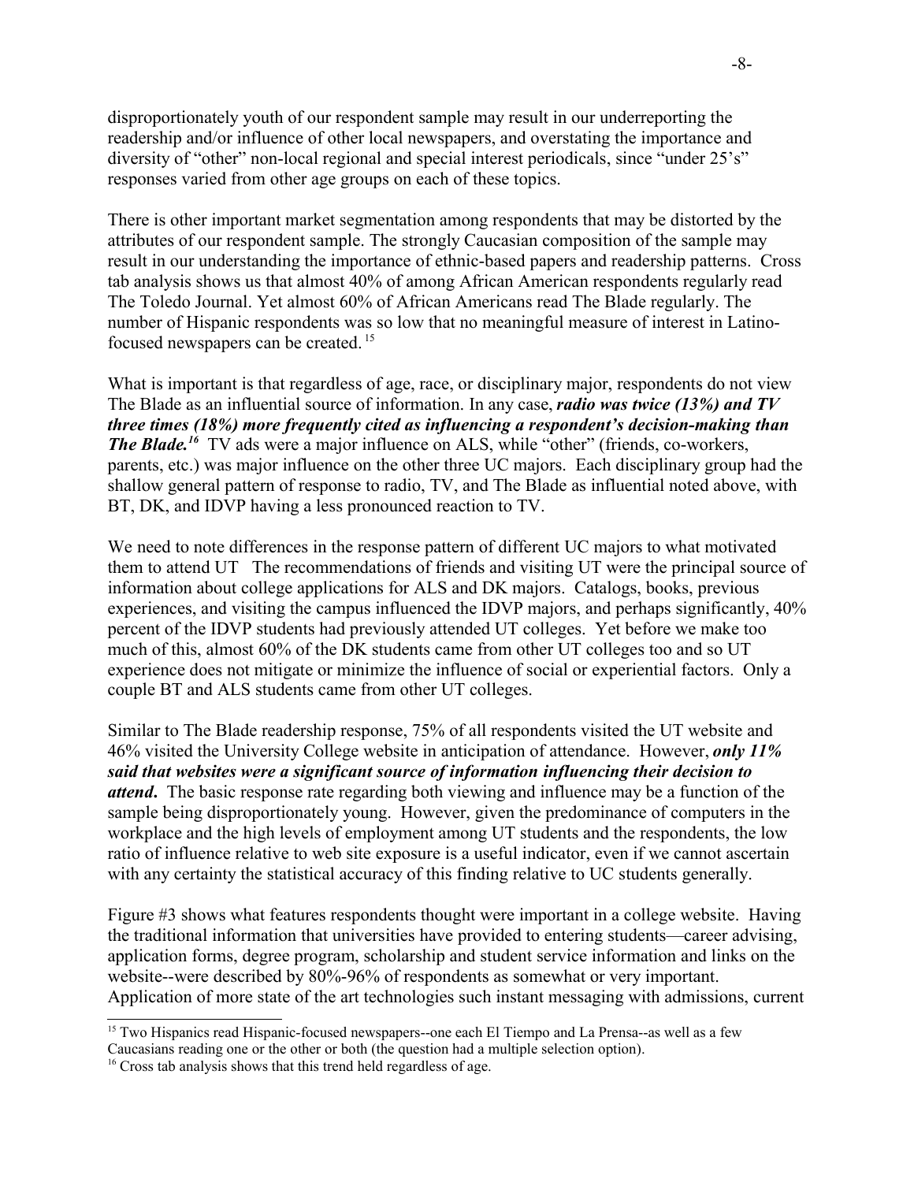disproportionately youth of our respondent sample may result in our underreporting the readership and/or influence of other local newspapers, and overstating the importance and diversity of "other" non-local regional and special interest periodicals, since "under 25's" responses varied from other age groups on each of these topics.

There is other important market segmentation among respondents that may be distorted by the attributes of our respondent sample. The strongly Caucasian composition of the sample may result in our understanding the importance of ethnic-based papers and readership patterns. Cross tab analysis shows us that almost 40% of among African American respondents regularly read The Toledo Journal. Yet almost 60% of African Americans read The Blade regularly. The number of Hispanic respondents was so low that no meaningful measure of interest in Latino-focused newspapers can be created.[15]

What is important is that regardless of age, race, or disciplinary major, respondents do not view The Blade as an influential source of information. In any case, ***radio was twice (13%) and TV three times (18%) more frequently cited as influencing a respondent's decision-making than The Blade.***[16] TV ads were a major influence on ALS, while "other" (friends, co-workers, parents, etc.) was major influence on the other three UC majors. Each disciplinary group had the shallow general pattern of response to radio, TV, and The Blade as influential noted above, with BT, DK, and IDVP having a less pronounced reaction to TV.

We need to note differences in the response pattern of different UC majors to what motivated them to attend UT The recommendations of friends and visiting UT were the principal source of information about college applications for ALS and DK majors. Catalogs, books, previous experiences, and visiting the campus influenced the IDVP majors, and perhaps significantly, 40% percent of the IDVP students had previously attended UT colleges. Yet before we make too much of this, almost 60% of the DK students came from other UT colleges too and so UT experience does not mitigate or minimize the influence of social or experiential factors. Only a couple BT and ALS students came from other UT colleges.

Similar to The Blade readership response, 75% of all respondents visited the UT website and 46% visited the University College website in anticipation of attendance. However, ***only 11% said that websites were a significant source of information influencing their decision to attend***. The basic response rate regarding both viewing and influence may be a function of the sample being disproportionately young. However, given the predominance of computers in the workplace and the high levels of employment among UT students and the respondents, the low ratio of influence relative to web site exposure is a useful indicator, even if we cannot ascertain with any certainty the statistical accuracy of this finding relative to UC students generally.

Figure #3 shows what features respondents thought were important in a college website. Having the traditional information that universities have provided to entering students—career advising, application forms, degree program, scholarship and student service information and links on the website--were described by 80%-96% of respondents as somewhat or very important. Application of more state of the art technologies such instant messaging with admissions, current

---

[15] Two Hispanics read Hispanic-focused newspapers--one each El Tiempo and La Prensa--as well as a few Caucasians reading one or the other or both (the question had a multiple selection option).

[16] Cross tab analysis shows that this trend held regardless of age.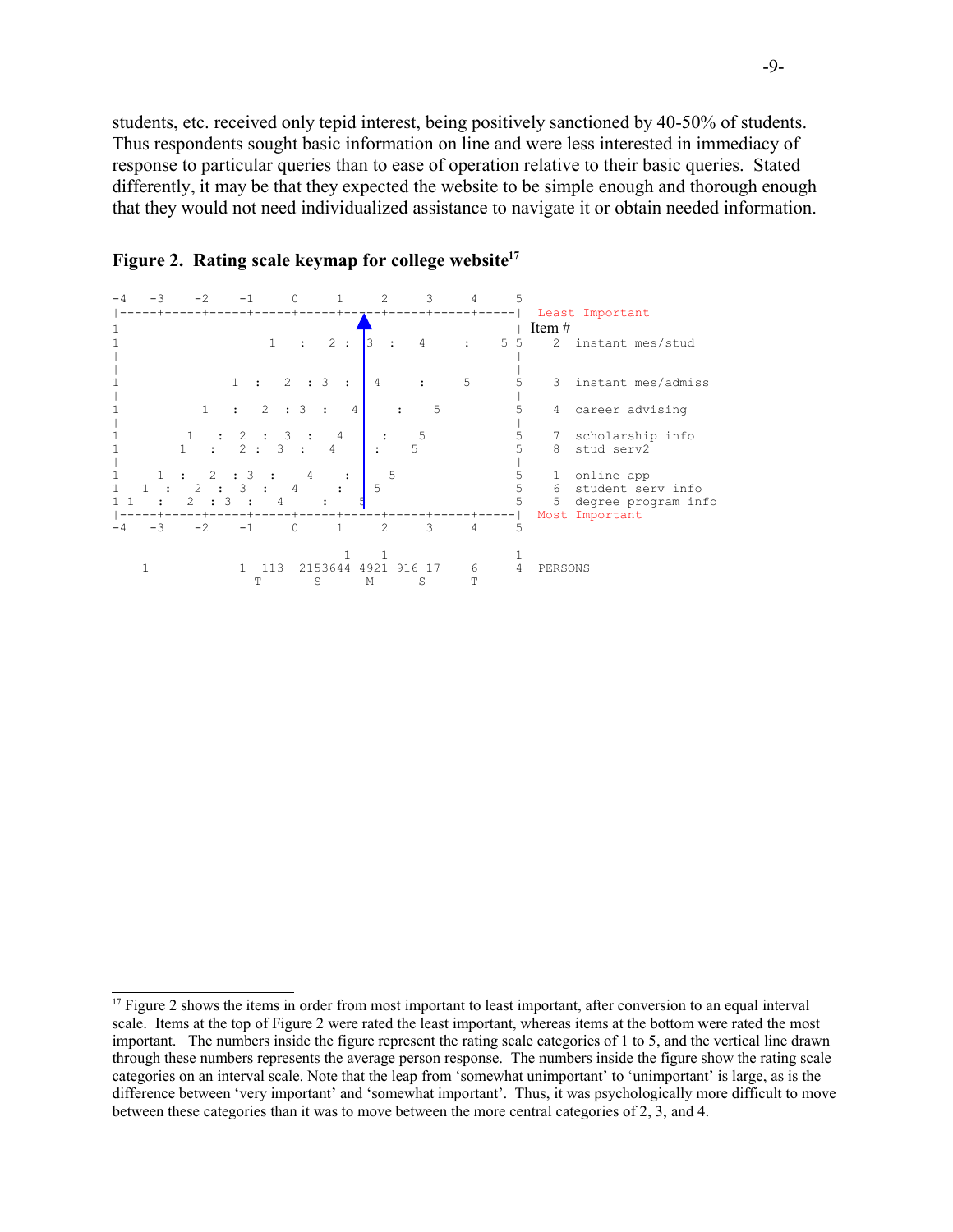students, etc. received only tepid interest, being positively sanctioned by 40-50% of students. Thus respondents sought basic information on line and were less interested in immediacy of response to particular queries than to ease of operation relative to their basic queries. Stated differently, it may be that they expected the website to be simple enough and thorough enough that they would not need individualized assistance to navigate it or obtain needed information.

**Figure 2. Rating scale keymap for college website**[17]

```
-4    -3    -2    -1     0     1     2     3     4     5
|-----+-----+-----+-----+-----+-----+-----+-----+-----|  Least Important
1                                                     |  Item #
1                  1   :   2 :  3  :   4     :    5 5    2  instant mes/stud
|                                                     |
|                                                     |
1             1  :   2  : 3  :   4     :     5       5    3  instant mes/admiss
|                                                     |
1         1   :   2  : 3  :    4     :    5          5    4  career advising
|                                                     |
1       1   :  2  :  3  :    4     :    5            5    7  scholarship info
1      1   :   2 :  3  :   4      :    5             5    8  stud serv2
|                                                     |
1    1  :   2  : 3  :    4    :    5                 5    1  online app
1  1  :   2  :  3  :   4     :    5                  5    6  student serv info
1 1   :  2  : 3  :   4     :    5                    5    5  degree program info
|-----+-----+-----+-----+-----+-----+-----+-----+-----|  Most Important
-4    -3    -2    -1     0     1     2     3     4     5

                                1    1                1
    1            1  113  2153644 4921 916 17     6    4    PERSONS
                  T       S      M       S       T
```

[17] Figure 2 shows the items in order from most important to least important, after conversion to an equal interval scale. Items at the top of Figure 2 were rated the least important, whereas items at the bottom were rated the most important. The numbers inside the figure represent the rating scale categories of 1 to 5, and the vertical line drawn through these numbers represents the average person response. The numbers inside the figure show the rating scale categories on an interval scale. Note that the leap from 'somewhat unimportant' to 'unimportant' is large, as is the difference between 'very important' and 'somewhat important'. Thus, it was psychologically more difficult to move between these categories than it was to move between the more central categories of 2, 3, and 4.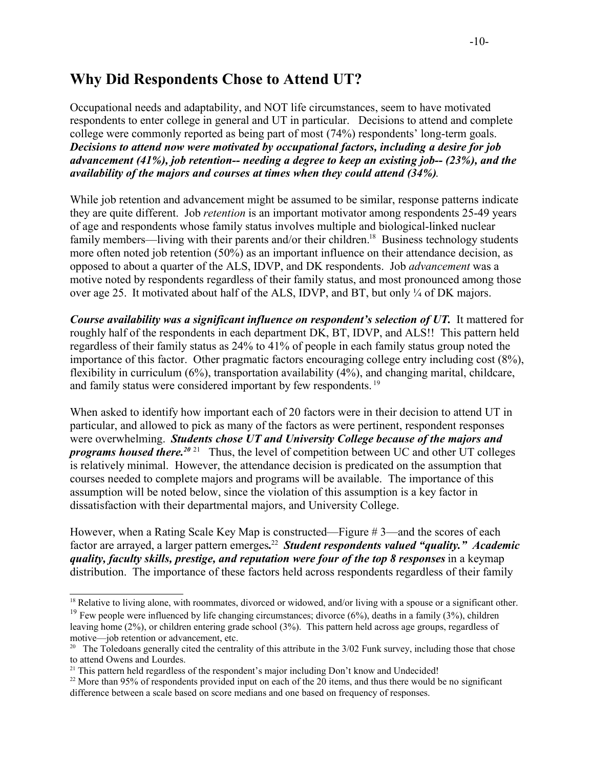## Why Did Respondents Chose to Attend UT?

Occupational needs and adaptability, and NOT life circumstances, seem to have motivated respondents to enter college in general and UT in particular. Decisions to attend and complete college were commonly reported as being part of most (74%) respondents' long-term goals. ***Decisions to attend now were motivated by occupational factors, including a desire for job advancement (41%), job retention-- needing a degree to keep an existing job-- (23%), and the availability of the majors and courses at times when they could attend (34%).***

While job retention and advancement might be assumed to be similar, response patterns indicate they are quite different. Job *retention* is an important motivator among respondents 25-49 years of age and respondents whose family status involves multiple and biological-linked nuclear family members—living with their parents and/or their children.[18] Business technology students more often noted job retention (50%) as an important influence on their attendance decision, as opposed to about a quarter of the ALS, IDVP, and DK respondents. Job *advancement* was a motive noted by respondents regardless of their family status, and most pronounced among those over age 25. It motivated about half of the ALS, IDVP, and BT, but only ¼ of DK majors.

***Course availability was a significant influence on respondent's selection of UT.*** It mattered for roughly half of the respondents in each department DK, BT, IDVP, and ALS!! This pattern held regardless of their family status as 24% to 41% of people in each family status group noted the importance of this factor. Other pragmatic factors encouraging college entry including cost (8%), flexibility in curriculum (6%), transportation availability (4%), and changing marital, childcare, and family status were considered important by few respondents.[19]

When asked to identify how important each of 20 factors were in their decision to attend UT in particular, and allowed to pick as many of the factors as were pertinent, respondent responses were overwhelming. ***Students chose UT and University College because of the majors and programs housed there.***[20] [21] Thus, the level of competition between UC and other UT colleges is relatively minimal. However, the attendance decision is predicated on the assumption that courses needed to complete majors and programs will be available. The importance of this assumption will be noted below, since the violation of this assumption is a key factor in dissatisfaction with their departmental majors, and University College.

However, when a Rating Scale Key Map is constructed—Figure # 3—and the scores of each factor are arrayed, a larger pattern emerges.[22] ***Student respondents valued "quality." Academic quality, faculty skills, prestige, and reputation were four of the top 8 responses*** in a keymap distribution. The importance of these factors held across respondents regardless of their family

---

[18] Relative to living alone, with roommates, divorced or widowed, and/or living with a spouse or a significant other.

[19] Few people were influenced by life changing circumstances; divorce (6%), deaths in a family (3%), children leaving home (2%), or children entering grade school (3%). This pattern held across age groups, regardless of motive—job retention or advancement, etc.

[20] The Toledoans generally cited the centrality of this attribute in the 3/02 Funk survey, including those that chose to attend Owens and Lourdes.

[21] This pattern held regardless of the respondent's major including Don't know and Undecided!

[22] More than 95% of respondents provided input on each of the 20 items, and thus there would be no significant difference between a scale based on score medians and one based on frequency of responses.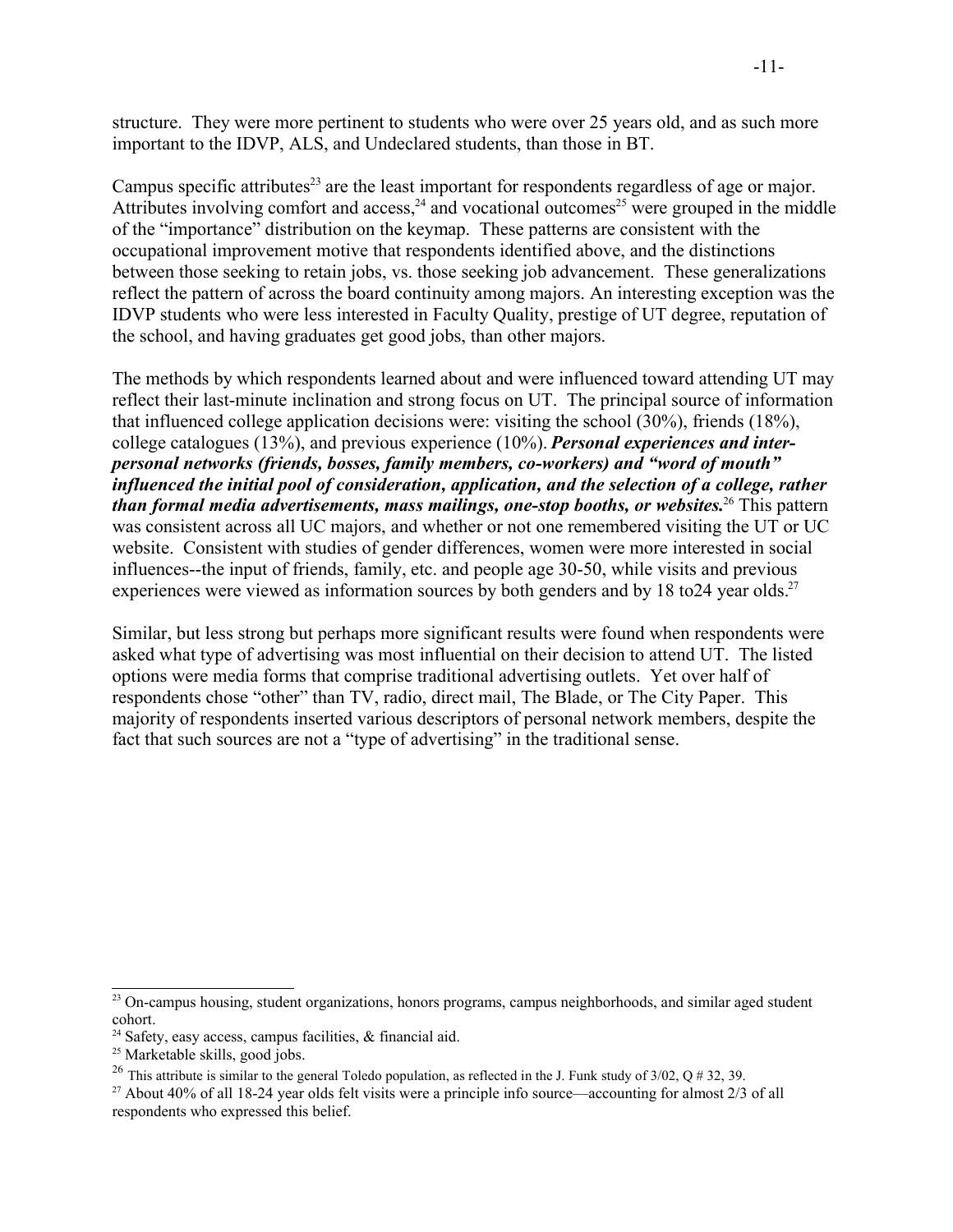structure. They were more pertinent to students who were over 25 years old, and as such more important to the IDVP, ALS, and Undeclared students, than those in BT.

Campus specific attributes[23] are the least important for respondents regardless of age or major. Attributes involving comfort and access,[24] and vocational outcomes[25] were grouped in the middle of the "importance" distribution on the keymap. These patterns are consistent with the occupational improvement motive that respondents identified above, and the distinctions between those seeking to retain jobs, vs. those seeking job advancement. These generalizations reflect the pattern of across the board continuity among majors. An interesting exception was the IDVP students who were less interested in Faculty Quality, prestige of UT degree, reputation of the school, and having graduates get good jobs, than other majors.

The methods by which respondents learned about and were influenced toward attending UT may reflect their last-minute inclination and strong focus on UT. The principal source of information that influenced college application decisions were: visiting the school (30%), friends (18%), college catalogues (13%), and previous experience (10%). ***Personal experiences and inter-personal networks (friends, bosses, family members, co-workers) and "word of mouth" influenced the initial pool of consideration, application, and the selection of a college, rather than formal media advertisements, mass mailings, one-stop booths, or websites.***[26] This pattern was consistent across all UC majors, and whether or not one remembered visiting the UT or UC website. Consistent with studies of gender differences, women were more interested in social influences--the input of friends, family, etc. and people age 30-50, while visits and previous experiences were viewed as information sources by both genders and by 18 to24 year olds.[27]

Similar, but less strong but perhaps more significant results were found when respondents were asked what type of advertising was most influential on their decision to attend UT. The listed options were media forms that comprise traditional advertising outlets. Yet over half of respondents chose "other" than TV, radio, direct mail, The Blade, or The City Paper. This majority of respondents inserted various descriptors of personal network members, despite the fact that such sources are not a "type of advertising" in the traditional sense.

---

[23] On-campus housing, student organizations, honors programs, campus neighborhoods, and similar aged student cohort.

[24] Safety, easy access, campus facilities, & financial aid.

[25] Marketable skills, good jobs.

[26] This attribute is similar to the general Toledo population, as reflected in the J. Funk study of 3/02, Q # 32, 39.

[27] About 40% of all 18-24 year olds felt visits were a principle info source—accounting for almost 2/3 of all respondents who expressed this belief.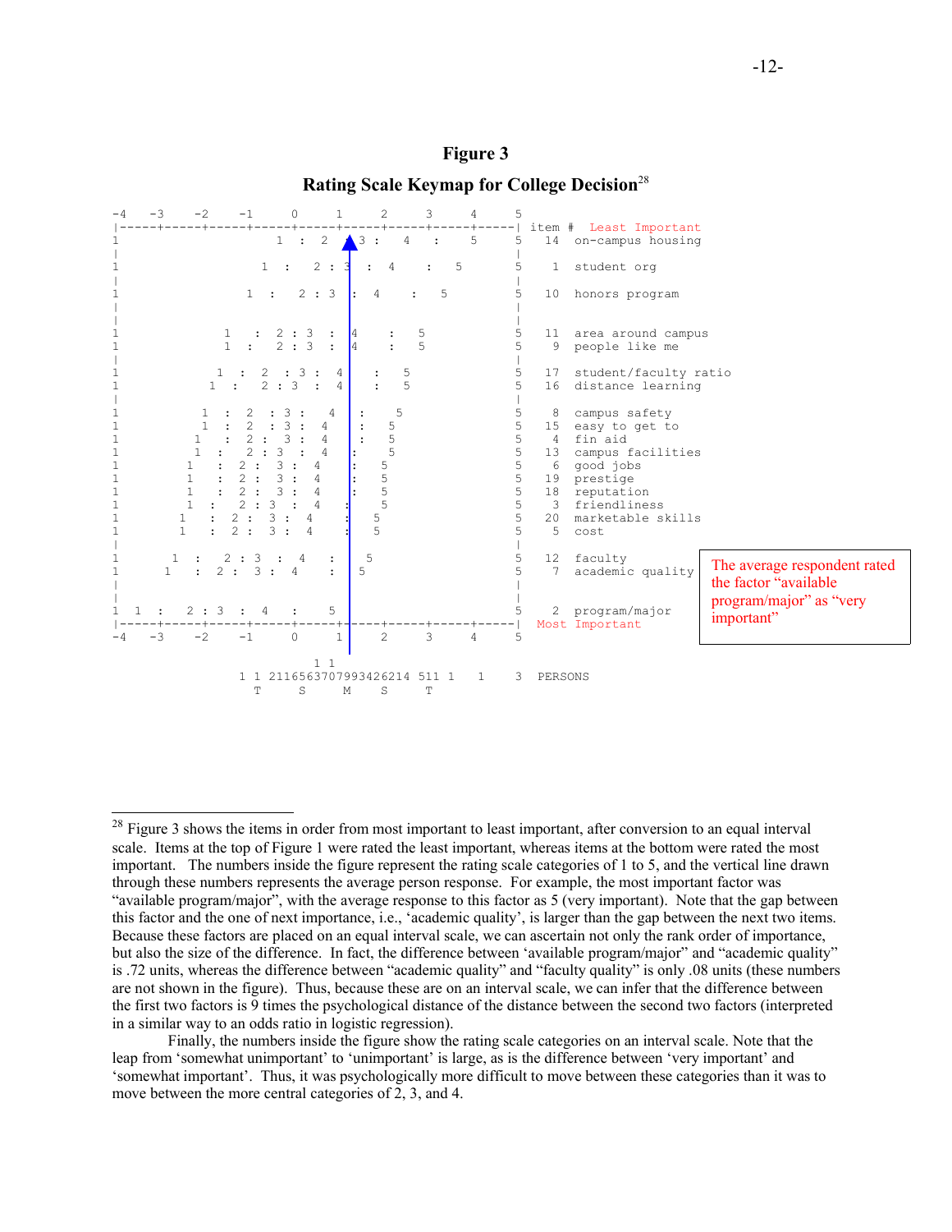**Figure 3**

**Rating Scale Keymap for College Decision**[28]

```
-4   -3    -2    -1     0     1     2     3     4     5
|-----+-----+-----+-----+-----+-----+-----+-----+-----| item #  Least Important
1                     1  :  2  :  3 :    4    :     5     5   14  on-campus housing
|                                                     |
1                   1   :    2 : 3  :  4    :   5       5    1  student org
|                                                     |
1                 1   :   2 : 3  :  4    :   5          5   10  honors program
|                                                     |
|                                                     |
1              1   :  2 : 3  :  4    :   5             5   11  area around campus
1              1  :   2 : 3  :  4    :   5             5    9  people like me
|                                                     |
1                1  :  2  : 3 :  4     :   5           5   17  student/faculty ratio
1            1  :   2 : 3  :  4     :   5              5   16  distance learning
|                                                     |
1           1  :  2  : 3 :    4    :    5              5    8  campus safety
1           1  :  2  : 3 :  4     :   5                5   15  easy to get to
1          1   :  2 :  3 :  4     :   5                5    4  fin aid
1          1  :   2 : 3  :  4    :    5                5   13  campus facilities
1         1   :  2 :  3 :  4    :   5                  5    6  good jobs
1         1   :  2 :  3 :  4    :   5                  5   19  prestige
1         1   :  2 :  3 :  4    :   5                  5   18  reputation
1         1  :   2 : 3  :  4    :   5                  5    3  friendliness
1        1  :  2 :  3 :  4     :   5                   5   20  marketable skills
1        1  :  2 :  3 :  4     :   5                   5    5  cost
|                                                     |
1       1  :   2 : 3  :  4   :    5                    5   12  faculty
1      1   :  2 :  3 :  4    :   5                     5    7  academic quality
|                                                     |
|                                                     |
1  1  :   2 : 3  :  4   :    5                         5    2  program/major
|-----+-----+-----+-----+-----+-----+-----+-----+-----| Most Important
-4   -3    -2    -1     0     1     2     3     4     5

                               1 1
                    1 1 2116563707993426214 511 1   1    3  PERSONS
                      T     S     M     S     T
```

The average respondent rated the factor "available program/major" as "very important"

[28] Figure 3 shows the items in order from most important to least important, after conversion to an equal interval scale. Items at the top of Figure 1 were rated the least important, whereas items at the bottom were rated the most important. The numbers inside the figure represent the rating scale categories of 1 to 5, and the vertical line drawn through these numbers represents the average person response. For example, the most important factor was "available program/major", with the average response to this factor as 5 (very important). Note that the gap between this factor and the one of next importance, i.e., 'academic quality', is larger than the gap between the next two items. Because these factors are placed on an equal interval scale, we can ascertain not only the rank order of importance, but also the size of the difference. In fact, the difference between 'available program/major" and "academic quality" is .72 units, whereas the difference between "academic quality" and "faculty quality" is only .08 units (these numbers are not shown in the figure). Thus, because these are on an interval scale, we can infer that the difference between the first two factors is 9 times the psychological distance of the distance between the second two factors (interpreted in a similar way to an odds ratio in logistic regression).

Finally, the numbers inside the figure show the rating scale categories on an interval scale. Note that the leap from 'somewhat unimportant' to 'unimportant' is large, as is the difference between 'very important' and 'somewhat important'. Thus, it was psychologically more difficult to move between these categories than it was to move between the more central categories of 2, 3, and 4.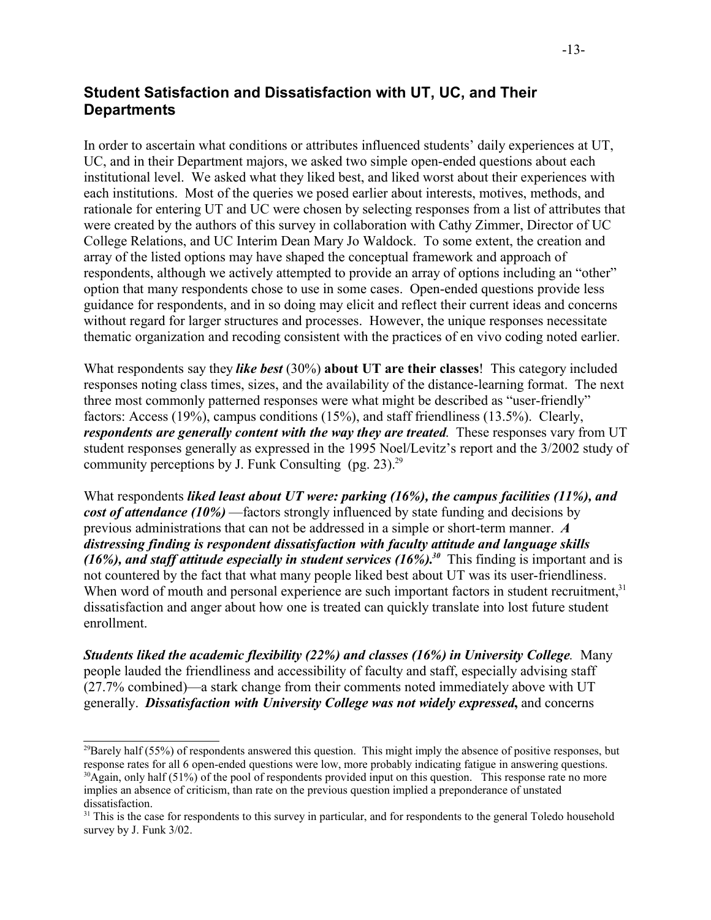## Student Satisfaction and Dissatisfaction with UT, UC, and Their Departments

In order to ascertain what conditions or attributes influenced students' daily experiences at UT, UC, and in their Department majors, we asked two simple open-ended questions about each institutional level. We asked what they liked best, and liked worst about their experiences with each institutions. Most of the queries we posed earlier about interests, motives, methods, and rationale for entering UT and UC were chosen by selecting responses from a list of attributes that were created by the authors of this survey in collaboration with Cathy Zimmer, Director of UC College Relations, and UC Interim Dean Mary Jo Waldock. To some extent, the creation and array of the listed options may have shaped the conceptual framework and approach of respondents, although we actively attempted to provide an array of options including an "other" option that many respondents chose to use in some cases. Open-ended questions provide less guidance for respondents, and in so doing may elicit and reflect their current ideas and concerns without regard for larger structures and processes. However, the unique responses necessitate thematic organization and recoding consistent with the practices of en vivo coding noted earlier.

What respondents say they ***like best*** (30%) **about UT are their classes**! This category included responses noting class times, sizes, and the availability of the distance-learning format. The next three most commonly patterned responses were what might be described as "user-friendly" factors: Access (19%), campus conditions (15%), and staff friendliness (13.5%). Clearly, ***respondents are generally content with the way they are treated***. These responses vary from UT student responses generally as expressed in the 1995 Noel/Levitz's report and the 3/2002 study of community perceptions by J. Funk Consulting (pg. 23).[29]

What respondents ***liked least about UT were: parking (16%), the campus facilities (11%), and cost of attendance (10%)*** —factors strongly influenced by state funding and decisions by previous administrations that can not be addressed in a simple or short-term manner. ***A distressing finding is respondent dissatisfaction with faculty attitude and language skills (16%), and staff attitude especially in student services (16%).***[30] This finding is important and is not countered by the fact that what many people liked best about UT was its user-friendliness. When word of mouth and personal experience are such important factors in student recruitment,[31] dissatisfaction and anger about how one is treated can quickly translate into lost future student enrollment.

***Students liked the academic flexibility (22%) and classes (16%) in University College***. Many people lauded the friendliness and accessibility of faculty and staff, especially advising staff (27.7% combined)—a stark change from their comments noted immediately above with UT generally. ***Dissatisfaction with University College was not widely expressed*****,** and concerns

---

[29]Barely half (55%) of respondents answered this question. This might imply the absence of positive responses, but response rates for all 6 open-ended questions were low, more probably indicating fatigue in answering questions.

[30]Again, only half (51%) of the pool of respondents provided input on this question. This response rate no more implies an absence of criticism, than rate on the previous question implied a preponderance of unstated dissatisfaction.

[31] This is the case for respondents to this survey in particular, and for respondents to the general Toledo household survey by J. Funk 3/02.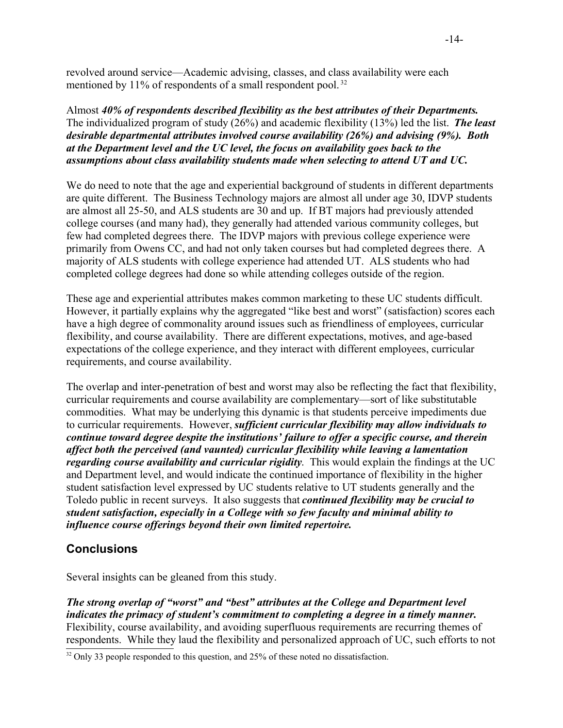revolved around service—Academic advising, classes, and class availability were each mentioned by 11% of respondents of a small respondent pool.[32]

Almost ***40% of respondents described flexibility as the best attributes of their Departments.*** The individualized program of study (26%) and academic flexibility (13%) led the list. ***The least desirable departmental attributes involved course availability (26%) and advising (9%). Both at the Department level and the UC level, the focus on availability goes back to the assumptions about class availability students made when selecting to attend UT and UC.***

We do need to note that the age and experiential background of students in different departments are quite different. The Business Technology majors are almost all under age 30, IDVP students are almost all 25-50, and ALS students are 30 and up. If BT majors had previously attended college courses (and many had), they generally had attended various community colleges, but few had completed degrees there. The IDVP majors with previous college experience were primarily from Owens CC, and had not only taken courses but had completed degrees there. A majority of ALS students with college experience had attended UT. ALS students who had completed college degrees had done so while attending colleges outside of the region.

These age and experiential attributes makes common marketing to these UC students difficult. However, it partially explains why the aggregated "like best and worst" (satisfaction) scores each have a high degree of commonality around issues such as friendliness of employees, curricular flexibility, and course availability. There are different expectations, motives, and age-based expectations of the college experience, and they interact with different employees, curricular requirements, and course availability.

The overlap and inter-penetration of best and worst may also be reflecting the fact that flexibility, curricular requirements and course availability are complementary—sort of like substitutable commodities. What may be underlying this dynamic is that students perceive impediments due to curricular requirements. However, ***sufficient curricular flexibility may allow individuals to continue toward degree despite the institutions' failure to offer a specific course, and therein affect both the perceived (and vaunted) curricular flexibility while leaving a lamentation regarding course availability and curricular rigidity.*** This would explain the findings at the UC and Department level, and would indicate the continued importance of flexibility in the higher student satisfaction level expressed by UC students relative to UT students generally and the Toledo public in recent surveys. It also suggests that ***continued flexibility may be crucial to student satisfaction, especially in a College with so few faculty and minimal ability to influence course offerings beyond their own limited repertoire.***

## Conclusions

Several insights can be gleaned from this study.

***The strong overlap of "worst" and "best" attributes at the College and Department level indicates the primacy of student's commitment to completing a degree in a timely manner.*** Flexibility, course availability, and avoiding superfluous requirements are recurring themes of respondents. While they laud the flexibility and personalized approach of UC, such efforts to not

[32] Only 33 people responded to this question, and 25% of these noted no dissatisfaction.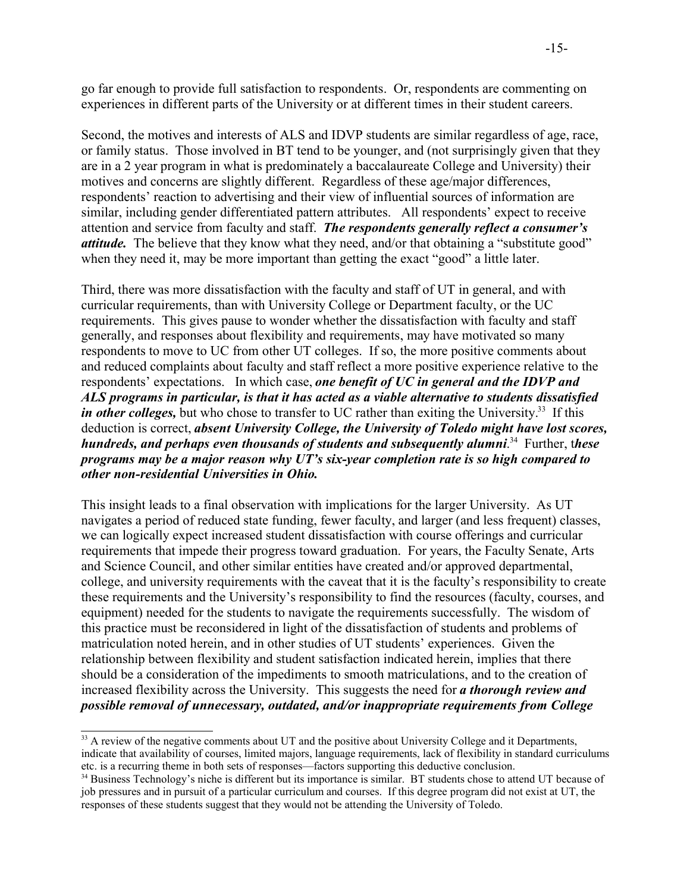go far enough to provide full satisfaction to respondents. Or, respondents are commenting on experiences in different parts of the University or at different times in their student careers.

Second, the motives and interests of ALS and IDVP students are similar regardless of age, race, or family status. Those involved in BT tend to be younger, and (not surprisingly given that they are in a 2 year program in what is predominately a baccalaureate College and University) their motives and concerns are slightly different. Regardless of these age/major differences, respondents' reaction to advertising and their view of influential sources of information are similar, including gender differentiated pattern attributes. All respondents' expect to receive attention and service from faculty and staff. ***The respondents generally reflect a consumer's attitude.*** The believe that they know what they need, and/or that obtaining a "substitute good" when they need it, may be more important than getting the exact "good" a little later.

Third, there was more dissatisfaction with the faculty and staff of UT in general, and with curricular requirements, than with University College or Department faculty, or the UC requirements. This gives pause to wonder whether the dissatisfaction with faculty and staff generally, and responses about flexibility and requirements, may have motivated so many respondents to move to UC from other UT colleges. If so, the more positive comments about and reduced complaints about faculty and staff reflect a more positive experience relative to the respondents' expectations. In which case, ***one benefit of UC in general and the IDVP and ALS programs in particular, is that it has acted as a viable alternative to students dissatisfied in other colleges,*** but who chose to transfer to UC rather than exiting the University.[33] If this deduction is correct, ***absent University College, the University of Toledo might have lost scores, hundreds, and perhaps even thousands of students and subsequently alumni***.[34] Further, t***hese programs may be a major reason why UT's six-year completion rate is so high compared to other non-residential Universities in Ohio.***

This insight leads to a final observation with implications for the larger University. As UT navigates a period of reduced state funding, fewer faculty, and larger (and less frequent) classes, we can logically expect increased student dissatisfaction with course offerings and curricular requirements that impede their progress toward graduation. For years, the Faculty Senate, Arts and Science Council, and other similar entities have created and/or approved departmental, college, and university requirements with the caveat that it is the faculty's responsibility to create these requirements and the University's responsibility to find the resources (faculty, courses, and equipment) needed for the students to navigate the requirements successfully. The wisdom of this practice must be reconsidered in light of the dissatisfaction of students and problems of matriculation noted herein, and in other studies of UT students' experiences. Given the relationship between flexibility and student satisfaction indicated herein, implies that there should be a consideration of the impediments to smooth matriculations, and to the creation of increased flexibility across the University. This suggests the need for ***a thorough review and possible removal of unnecessary, outdated, and/or inappropriate requirements from College***

---

[33] A review of the negative comments about UT and the positive about University College and it Departments, indicate that availability of courses, limited majors, language requirements, lack of flexibility in standard curriculums etc. is a recurring theme in both sets of responses—factors supporting this deductive conclusion.

[34] Business Technology's niche is different but its importance is similar. BT students chose to attend UT because of job pressures and in pursuit of a particular curriculum and courses. If this degree program did not exist at UT, the responses of these students suggest that they would not be attending the University of Toledo.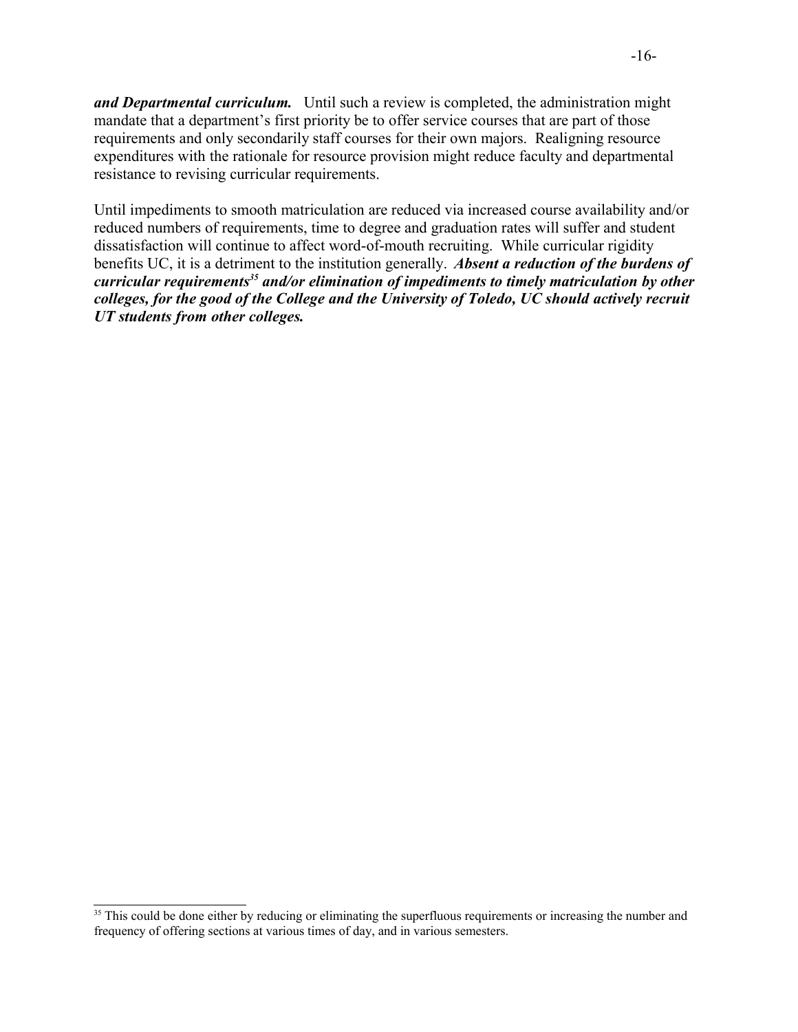***and Departmental curriculum.*** Until such a review is completed, the administration might mandate that a department's first priority be to offer service courses that are part of those requirements and only secondarily staff courses for their own majors. Realigning resource expenditures with the rationale for resource provision might reduce faculty and departmental resistance to revising curricular requirements.

Until impediments to smooth matriculation are reduced via increased course availability and/or reduced numbers of requirements, time to degree and graduation rates will suffer and student dissatisfaction will continue to affect word-of-mouth recruiting. While curricular rigidity benefits UC, it is a detriment to the institution generally. ***Absent a reduction of the burdens of curricular requirements[35] and/or elimination of impediments to timely matriculation by other colleges, for the good of the College and the University of Toledo, UC should actively recruit UT students from other colleges.***

---

[35] This could be done either by reducing or eliminating the superfluous requirements or increasing the number and frequency of offering sections at various times of day, and in various semesters.